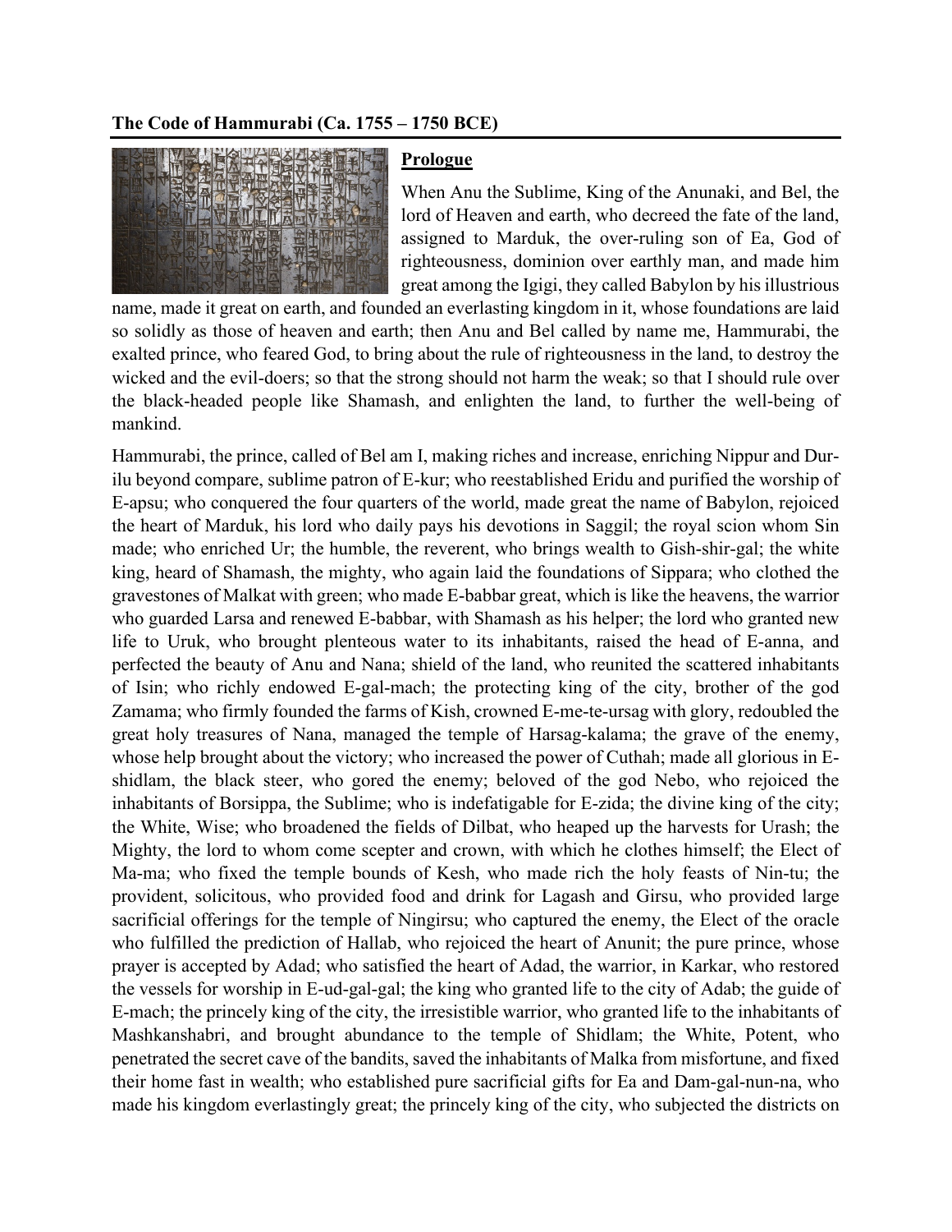**The Code of Hammurabi (Ca. 1755 – 1750 BCE)**

**Prologue**

When Anu the Sublime, King of the Anunaki, and Bel, the lord of Heaven and earth, who decreed the fate of the land, assigned to Marduk, the over-ruling son of Ea, God of righteousness, dominion over earthly man, and made him great among the Igigi, they called Babylon by his illustrious name, made it great on earth, and founded an everlasting kingdom in it, whose foundations are laid so solidly as those of heaven and earth; then Anu and Bel called by name me, Hammurabi, the exalted prince, who feared God, to bring about the rule of righteousness in the land, to destroy the wicked and the evil-doers; so that the strong should not harm the weak; so that I should rule over the black-headed people like Shamash, and enlighten the land, to further the well-being of mankind.

Hammurabi, the prince, called of Bel am I, making riches and increase, enriching Nippur and Dur-ilu beyond compare, sublime patron of E-kur; who reestablished Eridu and purified the worship of E-apsu; who conquered the four quarters of the world, made great the name of Babylon, rejoiced the heart of Marduk, his lord who daily pays his devotions in Saggil; the royal scion whom Sin made; who enriched Ur; the humble, the reverent, who brings wealth to Gish-shir-gal; the white king, heard of Shamash, the mighty, who again laid the foundations of Sippara; who clothed the gravestones of Malkat with green; who made E-babbar great, which is like the heavens, the warrior who guarded Larsa and renewed E-babbar, with Shamash as his helper; the lord who granted new life to Uruk, who brought plenteous water to its inhabitants, raised the head of E-anna, and perfected the beauty of Anu and Nana; shield of the land, who reunited the scattered inhabitants of Isin; who richly endowed E-gal-mach; the protecting king of the city, brother of the god Zamama; who firmly founded the farms of Kish, crowned E-me-te-ursag with glory, redoubled the great holy treasures of Nana, managed the temple of Harsag-kalama; the grave of the enemy, whose help brought about the victory; who increased the power of Cuthah; made all glorious in E-shidlam, the black steer, who gored the enemy; beloved of the god Nebo, who rejoiced the inhabitants of Borsippa, the Sublime; who is indefatigable for E-zida; the divine king of the city; the White, Wise; who broadened the fields of Dilbat, who heaped up the harvests for Urash; the Mighty, the lord to whom come scepter and crown, with which he clothes himself; the Elect of Ma-ma; who fixed the temple bounds of Kesh, who made rich the holy feasts of Nin-tu; the provident, solicitous, who provided food and drink for Lagash and Girsu, who provided large sacrificial offerings for the temple of Ningirsu; who captured the enemy, the Elect of the oracle who fulfilled the prediction of Hallab, who rejoiced the heart of Anunit; the pure prince, whose prayer is accepted by Adad; who satisfied the heart of Adad, the warrior, in Karkar, who restored the vessels for worship in E-ud-gal-gal; the king who granted life to the city of Adab; the guide of E-mach; the princely king of the city, the irresistible warrior, who granted life to the inhabitants of Mashkanshabri, and brought abundance to the temple of Shidlam; the White, Potent, who penetrated the secret cave of the bandits, saved the inhabitants of Malka from misfortune, and fixed their home fast in wealth; who established pure sacrificial gifts for Ea and Dam-gal-nun-na, who made his kingdom everlastingly great; the princely king of the city, who subjected the districts on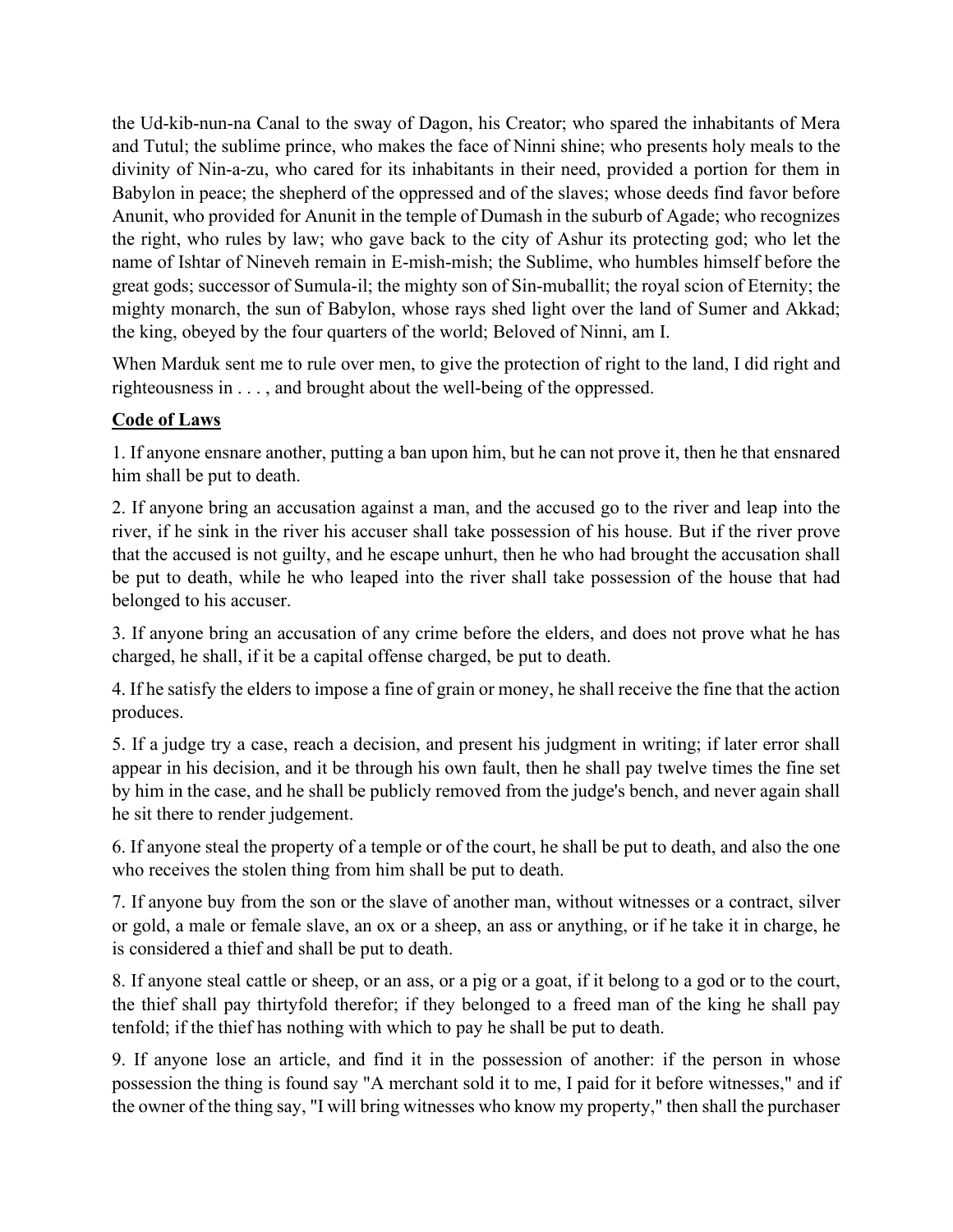the Ud-kib-nun-na Canal to the sway of Dagon, his Creator; who spared the inhabitants of Mera and Tutul; the sublime prince, who makes the face of Ninni shine; who presents holy meals to the divinity of Nin-a-zu, who cared for its inhabitants in their need, provided a portion for them in Babylon in peace; the shepherd of the oppressed and of the slaves; whose deeds find favor before Anunit, who provided for Anunit in the temple of Dumash in the suburb of Agade; who recognizes the right, who rules by law; who gave back to the city of Ashur its protecting god; who let the name of Ishtar of Nineveh remain in E-mish-mish; the Sublime, who humbles himself before the great gods; successor of Sumula-il; the mighty son of Sin-muballit; the royal scion of Eternity; the mighty monarch, the sun of Babylon, whose rays shed light over the land of Sumer and Akkad; the king, obeyed by the four quarters of the world; Beloved of Ninni, am I.

When Marduk sent me to rule over men, to give the protection of right to the land, I did right and righteousness in . . . , and brought about the well-being of the oppressed.

**Code of Laws**

1. If anyone ensnare another, putting a ban upon him, but he can not prove it, then he that ensnared him shall be put to death.

2. If anyone bring an accusation against a man, and the accused go to the river and leap into the river, if he sink in the river his accuser shall take possession of his house. But if the river prove that the accused is not guilty, and he escape unhurt, then he who had brought the accusation shall be put to death, while he who leaped into the river shall take possession of the house that had belonged to his accuser.

3. If anyone bring an accusation of any crime before the elders, and does not prove what he has charged, he shall, if it be a capital offense charged, be put to death.

4. If he satisfy the elders to impose a fine of grain or money, he shall receive the fine that the action produces.

5. If a judge try a case, reach a decision, and present his judgment in writing; if later error shall appear in his decision, and it be through his own fault, then he shall pay twelve times the fine set by him in the case, and he shall be publicly removed from the judge's bench, and never again shall he sit there to render judgement.

6. If anyone steal the property of a temple or of the court, he shall be put to death, and also the one who receives the stolen thing from him shall be put to death.

7. If anyone buy from the son or the slave of another man, without witnesses or a contract, silver or gold, a male or female slave, an ox or a sheep, an ass or anything, or if he take it in charge, he is considered a thief and shall be put to death.

8. If anyone steal cattle or sheep, or an ass, or a pig or a goat, if it belong to a god or to the court, the thief shall pay thirtyfold therefor; if they belonged to a freed man of the king he shall pay tenfold; if the thief has nothing with which to pay he shall be put to death.

9. If anyone lose an article, and find it in the possession of another: if the person in whose possession the thing is found say "A merchant sold it to me, I paid for it before witnesses," and if the owner of the thing say, "I will bring witnesses who know my property," then shall the purchaser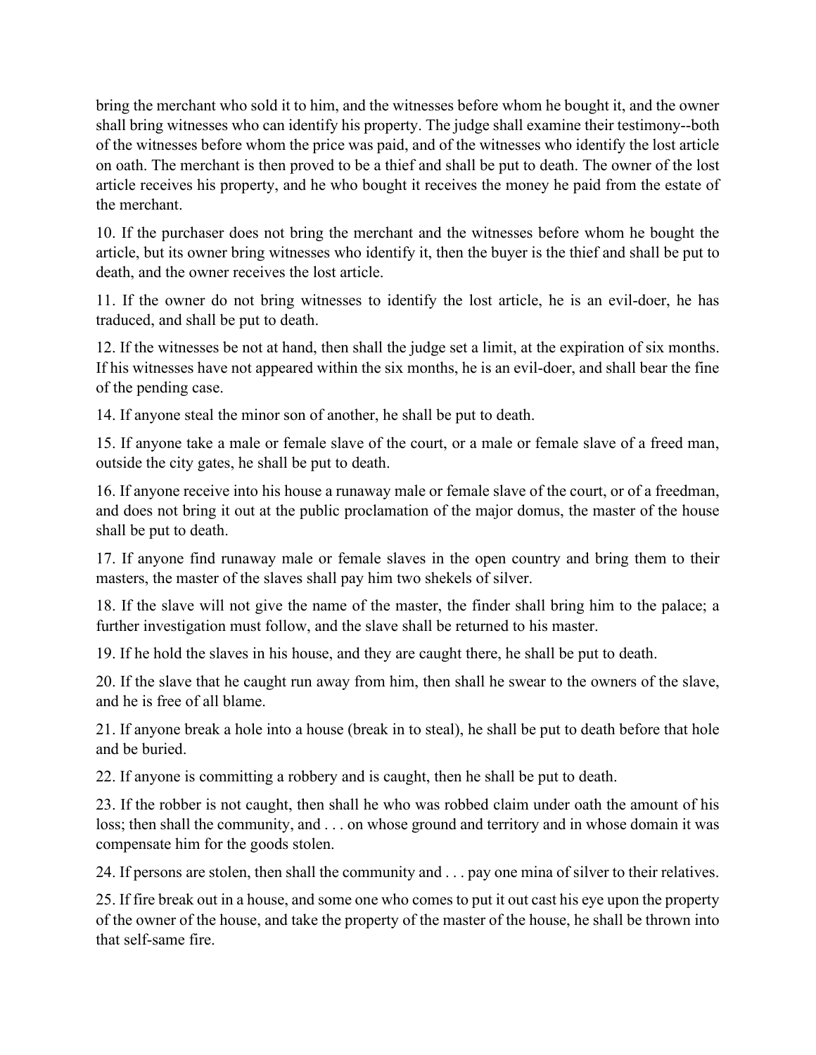bring the merchant who sold it to him, and the witnesses before whom he bought it, and the owner shall bring witnesses who can identify his property. The judge shall examine their testimony--both of the witnesses before whom the price was paid, and of the witnesses who identify the lost article on oath. The merchant is then proved to be a thief and shall be put to death. The owner of the lost article receives his property, and he who bought it receives the money he paid from the estate of the merchant.

10. If the purchaser does not bring the merchant and the witnesses before whom he bought the article, but its owner bring witnesses who identify it, then the buyer is the thief and shall be put to death, and the owner receives the lost article.

11. If the owner do not bring witnesses to identify the lost article, he is an evil-doer, he has traduced, and shall be put to death.

12. If the witnesses be not at hand, then shall the judge set a limit, at the expiration of six months. If his witnesses have not appeared within the six months, he is an evil-doer, and shall bear the fine of the pending case.

14. If anyone steal the minor son of another, he shall be put to death.

15. If anyone take a male or female slave of the court, or a male or female slave of a freed man, outside the city gates, he shall be put to death.

16. If anyone receive into his house a runaway male or female slave of the court, or of a freedman, and does not bring it out at the public proclamation of the major domus, the master of the house shall be put to death.

17. If anyone find runaway male or female slaves in the open country and bring them to their masters, the master of the slaves shall pay him two shekels of silver.

18. If the slave will not give the name of the master, the finder shall bring him to the palace; a further investigation must follow, and the slave shall be returned to his master.

19. If he hold the slaves in his house, and they are caught there, he shall be put to death.

20. If the slave that he caught run away from him, then shall he swear to the owners of the slave, and he is free of all blame.

21. If anyone break a hole into a house (break in to steal), he shall be put to death before that hole and be buried.

22. If anyone is committing a robbery and is caught, then he shall be put to death.

23. If the robber is not caught, then shall he who was robbed claim under oath the amount of his loss; then shall the community, and . . . on whose ground and territory and in whose domain it was compensate him for the goods stolen.

24. If persons are stolen, then shall the community and . . . pay one mina of silver to their relatives.

25. If fire break out in a house, and some one who comes to put it out cast his eye upon the property of the owner of the house, and take the property of the master of the house, he shall be thrown into that self-same fire.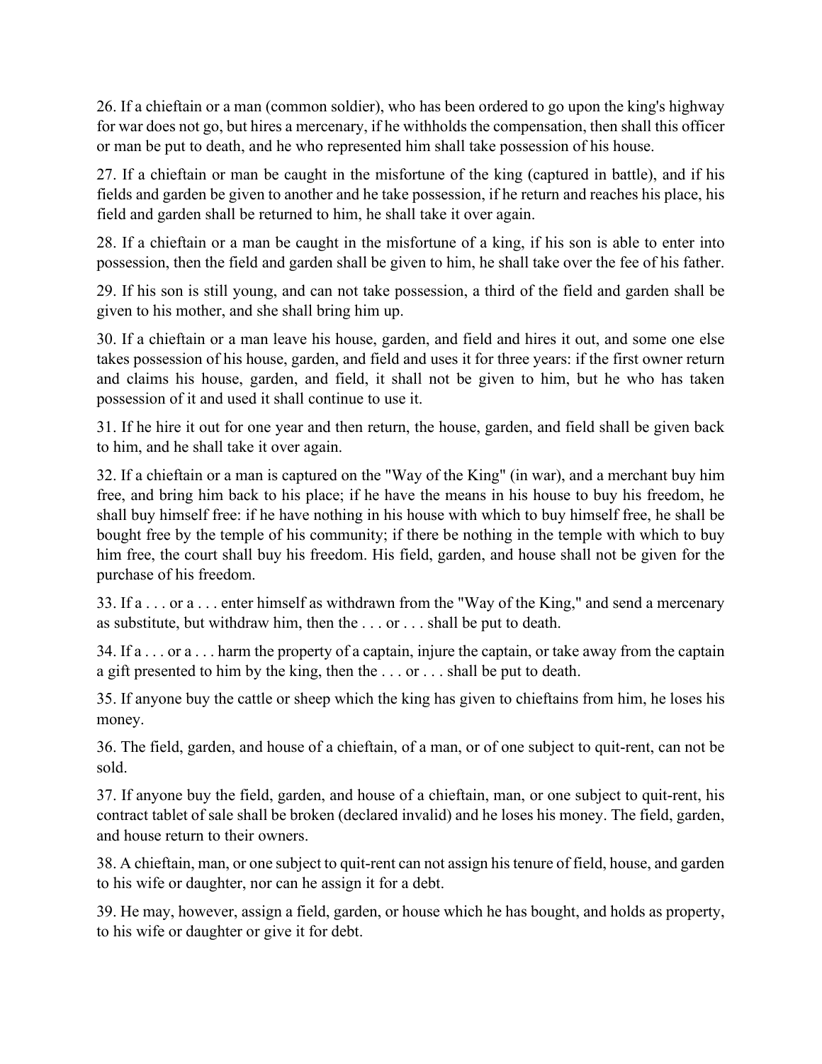26. If a chieftain or a man (common soldier), who has been ordered to go upon the king's highway for war does not go, but hires a mercenary, if he withholds the compensation, then shall this officer or man be put to death, and he who represented him shall take possession of his house.

27. If a chieftain or man be caught in the misfortune of the king (captured in battle), and if his fields and garden be given to another and he take possession, if he return and reaches his place, his field and garden shall be returned to him, he shall take it over again.

28. If a chieftain or a man be caught in the misfortune of a king, if his son is able to enter into possession, then the field and garden shall be given to him, he shall take over the fee of his father.

29. If his son is still young, and can not take possession, a third of the field and garden shall be given to his mother, and she shall bring him up.

30. If a chieftain or a man leave his house, garden, and field and hires it out, and some one else takes possession of his house, garden, and field and uses it for three years: if the first owner return and claims his house, garden, and field, it shall not be given to him, but he who has taken possession of it and used it shall continue to use it.

31. If he hire it out for one year and then return, the house, garden, and field shall be given back to him, and he shall take it over again.

32. If a chieftain or a man is captured on the "Way of the King" (in war), and a merchant buy him free, and bring him back to his place; if he have the means in his house to buy his freedom, he shall buy himself free: if he have nothing in his house with which to buy himself free, he shall be bought free by the temple of his community; if there be nothing in the temple with which to buy him free, the court shall buy his freedom. His field, garden, and house shall not be given for the purchase of his freedom.

33. If a . . . or a . . . enter himself as withdrawn from the "Way of the King," and send a mercenary as substitute, but withdraw him, then the . . . or . . . shall be put to death.

34. If a . . . or a . . . harm the property of a captain, injure the captain, or take away from the captain a gift presented to him by the king, then the . . . or . . . shall be put to death.

35. If anyone buy the cattle or sheep which the king has given to chieftains from him, he loses his money.

36. The field, garden, and house of a chieftain, of a man, or of one subject to quit-rent, can not be sold.

37. If anyone buy the field, garden, and house of a chieftain, man, or one subject to quit-rent, his contract tablet of sale shall be broken (declared invalid) and he loses his money. The field, garden, and house return to their owners.

38. A chieftain, man, or one subject to quit-rent can not assign his tenure of field, house, and garden to his wife or daughter, nor can he assign it for a debt.

39. He may, however, assign a field, garden, or house which he has bought, and holds as property, to his wife or daughter or give it for debt.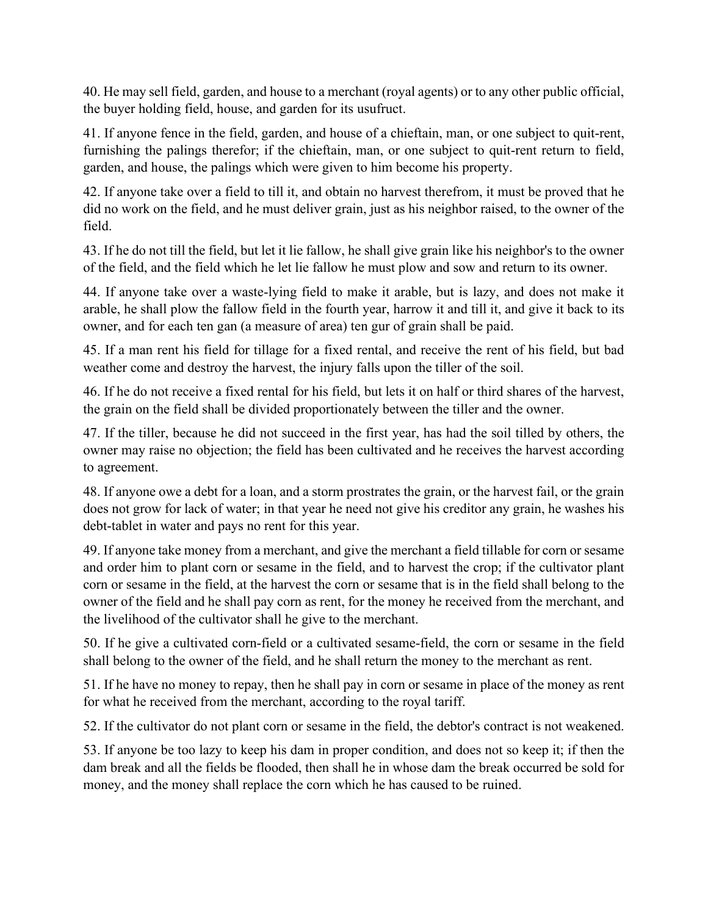40. He may sell field, garden, and house to a merchant (royal agents) or to any other public official, the buyer holding field, house, and garden for its usufruct.

41. If anyone fence in the field, garden, and house of a chieftain, man, or one subject to quit-rent, furnishing the palings therefor; if the chieftain, man, or one subject to quit-rent return to field, garden, and house, the palings which were given to him become his property.

42. If anyone take over a field to till it, and obtain no harvest therefrom, it must be proved that he did no work on the field, and he must deliver grain, just as his neighbor raised, to the owner of the field.

43. If he do not till the field, but let it lie fallow, he shall give grain like his neighbor's to the owner of the field, and the field which he let lie fallow he must plow and sow and return to its owner.

44. If anyone take over a waste-lying field to make it arable, but is lazy, and does not make it arable, he shall plow the fallow field in the fourth year, harrow it and till it, and give it back to its owner, and for each ten gan (a measure of area) ten gur of grain shall be paid.

45. If a man rent his field for tillage for a fixed rental, and receive the rent of his field, but bad weather come and destroy the harvest, the injury falls upon the tiller of the soil.

46. If he do not receive a fixed rental for his field, but lets it on half or third shares of the harvest, the grain on the field shall be divided proportionately between the tiller and the owner.

47. If the tiller, because he did not succeed in the first year, has had the soil tilled by others, the owner may raise no objection; the field has been cultivated and he receives the harvest according to agreement.

48. If anyone owe a debt for a loan, and a storm prostrates the grain, or the harvest fail, or the grain does not grow for lack of water; in that year he need not give his creditor any grain, he washes his debt-tablet in water and pays no rent for this year.

49. If anyone take money from a merchant, and give the merchant a field tillable for corn or sesame and order him to plant corn or sesame in the field, and to harvest the crop; if the cultivator plant corn or sesame in the field, at the harvest the corn or sesame that is in the field shall belong to the owner of the field and he shall pay corn as rent, for the money he received from the merchant, and the livelihood of the cultivator shall he give to the merchant.

50. If he give a cultivated corn-field or a cultivated sesame-field, the corn or sesame in the field shall belong to the owner of the field, and he shall return the money to the merchant as rent.

51. If he have no money to repay, then he shall pay in corn or sesame in place of the money as rent for what he received from the merchant, according to the royal tariff.

52. If the cultivator do not plant corn or sesame in the field, the debtor's contract is not weakened.

53. If anyone be too lazy to keep his dam in proper condition, and does not so keep it; if then the dam break and all the fields be flooded, then shall he in whose dam the break occurred be sold for money, and the money shall replace the corn which he has caused to be ruined.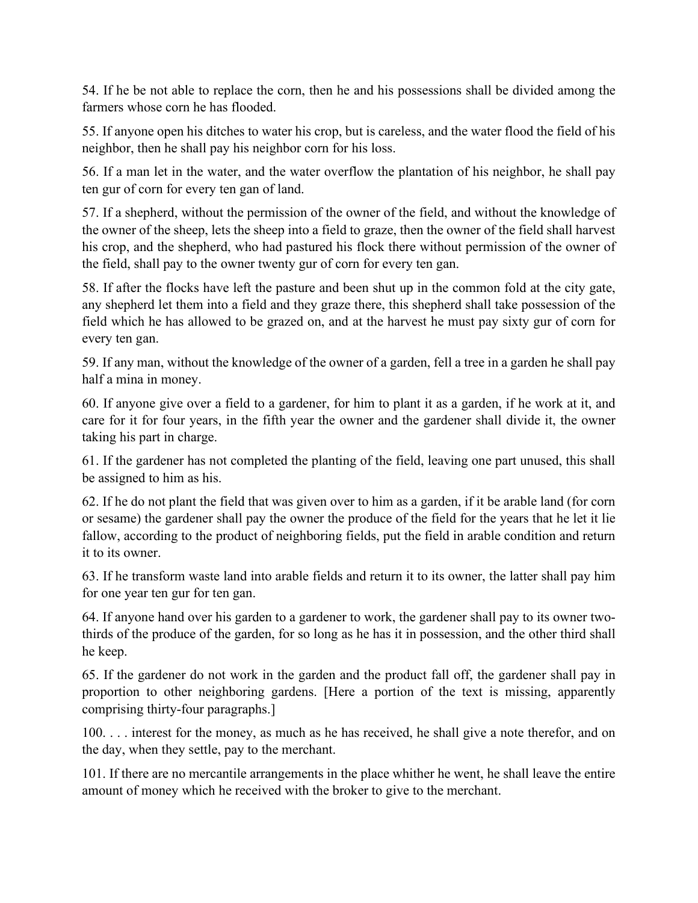54. If he be not able to replace the corn, then he and his possessions shall be divided among the farmers whose corn he has flooded.

55. If anyone open his ditches to water his crop, but is careless, and the water flood the field of his neighbor, then he shall pay his neighbor corn for his loss.

56. If a man let in the water, and the water overflow the plantation of his neighbor, he shall pay ten gur of corn for every ten gan of land.

57. If a shepherd, without the permission of the owner of the field, and without the knowledge of the owner of the sheep, lets the sheep into a field to graze, then the owner of the field shall harvest his crop, and the shepherd, who had pastured his flock there without permission of the owner of the field, shall pay to the owner twenty gur of corn for every ten gan.

58. If after the flocks have left the pasture and been shut up in the common fold at the city gate, any shepherd let them into a field and they graze there, this shepherd shall take possession of the field which he has allowed to be grazed on, and at the harvest he must pay sixty gur of corn for every ten gan.

59. If any man, without the knowledge of the owner of a garden, fell a tree in a garden he shall pay half a mina in money.

60. If anyone give over a field to a gardener, for him to plant it as a garden, if he work at it, and care for it for four years, in the fifth year the owner and the gardener shall divide it, the owner taking his part in charge.

61. If the gardener has not completed the planting of the field, leaving one part unused, this shall be assigned to him as his.

62. If he do not plant the field that was given over to him as a garden, if it be arable land (for corn or sesame) the gardener shall pay the owner the produce of the field for the years that he let it lie fallow, according to the product of neighboring fields, put the field in arable condition and return it to its owner.

63. If he transform waste land into arable fields and return it to its owner, the latter shall pay him for one year ten gur for ten gan.

64. If anyone hand over his garden to a gardener to work, the gardener shall pay to its owner two-thirds of the produce of the garden, for so long as he has it in possession, and the other third shall he keep.

65. If the gardener do not work in the garden and the product fall off, the gardener shall pay in proportion to other neighboring gardens. [Here a portion of the text is missing, apparently comprising thirty-four paragraphs.]

100. . . . interest for the money, as much as he has received, he shall give a note therefor, and on the day, when they settle, pay to the merchant.

101. If there are no mercantile arrangements in the place whither he went, he shall leave the entire amount of money which he received with the broker to give to the merchant.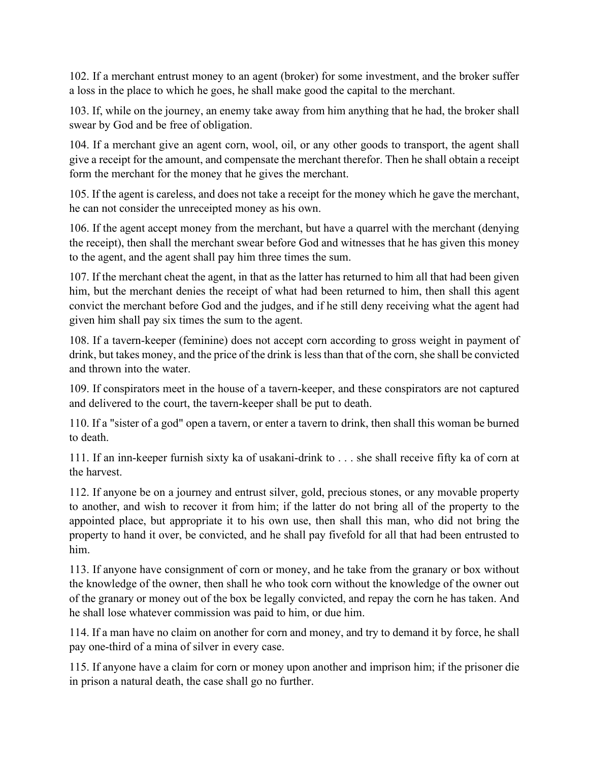102. If a merchant entrust money to an agent (broker) for some investment, and the broker suffer a loss in the place to which he goes, he shall make good the capital to the merchant.

103. If, while on the journey, an enemy take away from him anything that he had, the broker shall swear by God and be free of obligation.

104. If a merchant give an agent corn, wool, oil, or any other goods to transport, the agent shall give a receipt for the amount, and compensate the merchant therefor. Then he shall obtain a receipt form the merchant for the money that he gives the merchant.

105. If the agent is careless, and does not take a receipt for the money which he gave the merchant, he can not consider the unreceipted money as his own.

106. If the agent accept money from the merchant, but have a quarrel with the merchant (denying the receipt), then shall the merchant swear before God and witnesses that he has given this money to the agent, and the agent shall pay him three times the sum.

107. If the merchant cheat the agent, in that as the latter has returned to him all that had been given him, but the merchant denies the receipt of what had been returned to him, then shall this agent convict the merchant before God and the judges, and if he still deny receiving what the agent had given him shall pay six times the sum to the agent.

108. If a tavern-keeper (feminine) does not accept corn according to gross weight in payment of drink, but takes money, and the price of the drink is less than that of the corn, she shall be convicted and thrown into the water.

109. If conspirators meet in the house of a tavern-keeper, and these conspirators are not captured and delivered to the court, the tavern-keeper shall be put to death.

110. If a "sister of a god" open a tavern, or enter a tavern to drink, then shall this woman be burned to death.

111. If an inn-keeper furnish sixty ka of usakani-drink to . . . she shall receive fifty ka of corn at the harvest.

112. If anyone be on a journey and entrust silver, gold, precious stones, or any movable property to another, and wish to recover it from him; if the latter do not bring all of the property to the appointed place, but appropriate it to his own use, then shall this man, who did not bring the property to hand it over, be convicted, and he shall pay fivefold for all that had been entrusted to him.

113. If anyone have consignment of corn or money, and he take from the granary or box without the knowledge of the owner, then shall he who took corn without the knowledge of the owner out of the granary or money out of the box be legally convicted, and repay the corn he has taken. And he shall lose whatever commission was paid to him, or due him.

114. If a man have no claim on another for corn and money, and try to demand it by force, he shall pay one-third of a mina of silver in every case.

115. If anyone have a claim for corn or money upon another and imprison him; if the prisoner die in prison a natural death, the case shall go no further.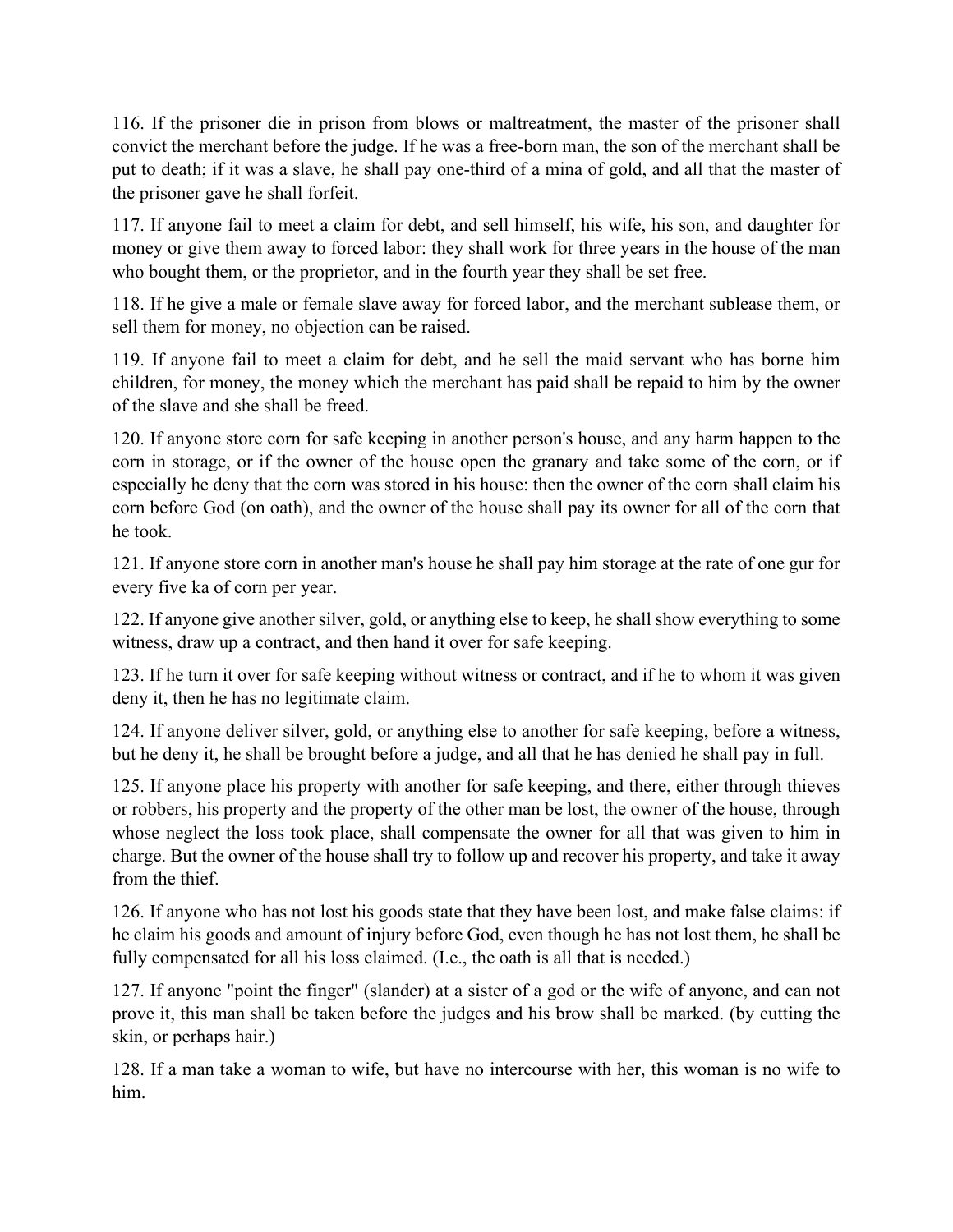116. If the prisoner die in prison from blows or maltreatment, the master of the prisoner shall convict the merchant before the judge. If he was a free-born man, the son of the merchant shall be put to death; if it was a slave, he shall pay one-third of a mina of gold, and all that the master of the prisoner gave he shall forfeit.

117. If anyone fail to meet a claim for debt, and sell himself, his wife, his son, and daughter for money or give them away to forced labor: they shall work for three years in the house of the man who bought them, or the proprietor, and in the fourth year they shall be set free.

118. If he give a male or female slave away for forced labor, and the merchant sublease them, or sell them for money, no objection can be raised.

119. If anyone fail to meet a claim for debt, and he sell the maid servant who has borne him children, for money, the money which the merchant has paid shall be repaid to him by the owner of the slave and she shall be freed.

120. If anyone store corn for safe keeping in another person's house, and any harm happen to the corn in storage, or if the owner of the house open the granary and take some of the corn, or if especially he deny that the corn was stored in his house: then the owner of the corn shall claim his corn before God (on oath), and the owner of the house shall pay its owner for all of the corn that he took.

121. If anyone store corn in another man's house he shall pay him storage at the rate of one gur for every five ka of corn per year.

122. If anyone give another silver, gold, or anything else to keep, he shall show everything to some witness, draw up a contract, and then hand it over for safe keeping.

123. If he turn it over for safe keeping without witness or contract, and if he to whom it was given deny it, then he has no legitimate claim.

124. If anyone deliver silver, gold, or anything else to another for safe keeping, before a witness, but he deny it, he shall be brought before a judge, and all that he has denied he shall pay in full.

125. If anyone place his property with another for safe keeping, and there, either through thieves or robbers, his property and the property of the other man be lost, the owner of the house, through whose neglect the loss took place, shall compensate the owner for all that was given to him in charge. But the owner of the house shall try to follow up and recover his property, and take it away from the thief.

126. If anyone who has not lost his goods state that they have been lost, and make false claims: if he claim his goods and amount of injury before God, even though he has not lost them, he shall be fully compensated for all his loss claimed. (I.e., the oath is all that is needed.)

127. If anyone "point the finger" (slander) at a sister of a god or the wife of anyone, and can not prove it, this man shall be taken before the judges and his brow shall be marked. (by cutting the skin, or perhaps hair.)

128. If a man take a woman to wife, but have no intercourse with her, this woman is no wife to him.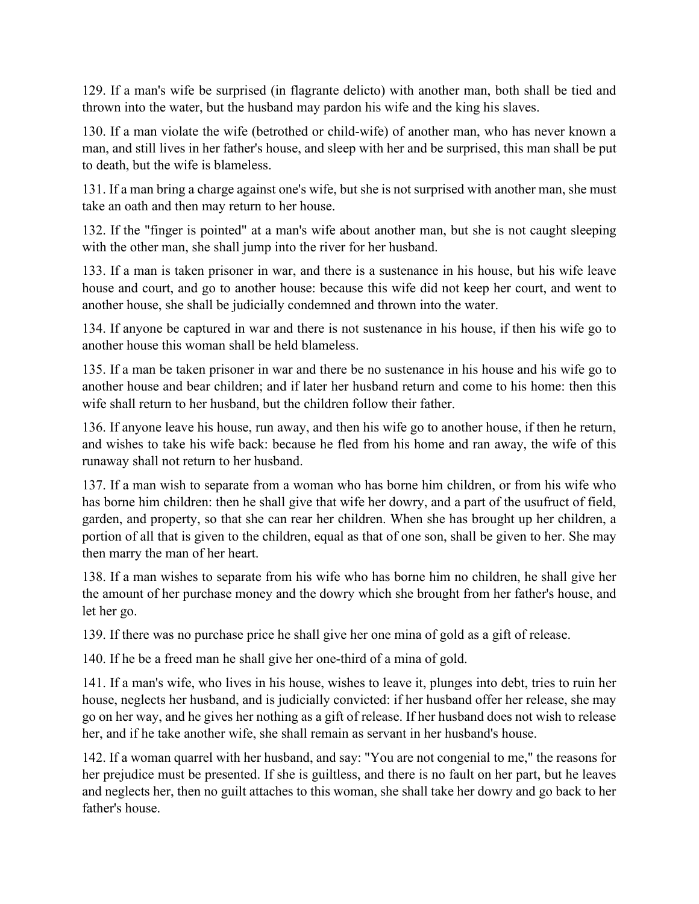129. If a man's wife be surprised (in flagrante delicto) with another man, both shall be tied and thrown into the water, but the husband may pardon his wife and the king his slaves.

130. If a man violate the wife (betrothed or child-wife) of another man, who has never known a man, and still lives in her father's house, and sleep with her and be surprised, this man shall be put to death, but the wife is blameless.

131. If a man bring a charge against one's wife, but she is not surprised with another man, she must take an oath and then may return to her house.

132. If the "finger is pointed" at a man's wife about another man, but she is not caught sleeping with the other man, she shall jump into the river for her husband.

133. If a man is taken prisoner in war, and there is a sustenance in his house, but his wife leave house and court, and go to another house: because this wife did not keep her court, and went to another house, she shall be judicially condemned and thrown into the water.

134. If anyone be captured in war and there is not sustenance in his house, if then his wife go to another house this woman shall be held blameless.

135. If a man be taken prisoner in war and there be no sustenance in his house and his wife go to another house and bear children; and if later her husband return and come to his home: then this wife shall return to her husband, but the children follow their father.

136. If anyone leave his house, run away, and then his wife go to another house, if then he return, and wishes to take his wife back: because he fled from his home and ran away, the wife of this runaway shall not return to her husband.

137. If a man wish to separate from a woman who has borne him children, or from his wife who has borne him children: then he shall give that wife her dowry, and a part of the usufruct of field, garden, and property, so that she can rear her children. When she has brought up her children, a portion of all that is given to the children, equal as that of one son, shall be given to her. She may then marry the man of her heart.

138. If a man wishes to separate from his wife who has borne him no children, he shall give her the amount of her purchase money and the dowry which she brought from her father's house, and let her go.

139. If there was no purchase price he shall give her one mina of gold as a gift of release.

140. If he be a freed man he shall give her one-third of a mina of gold.

141. If a man's wife, who lives in his house, wishes to leave it, plunges into debt, tries to ruin her house, neglects her husband, and is judicially convicted: if her husband offer her release, she may go on her way, and he gives her nothing as a gift of release. If her husband does not wish to release her, and if he take another wife, she shall remain as servant in her husband's house.

142. If a woman quarrel with her husband, and say: "You are not congenial to me," the reasons for her prejudice must be presented. If she is guiltless, and there is no fault on her part, but he leaves and neglects her, then no guilt attaches to this woman, she shall take her dowry and go back to her father's house.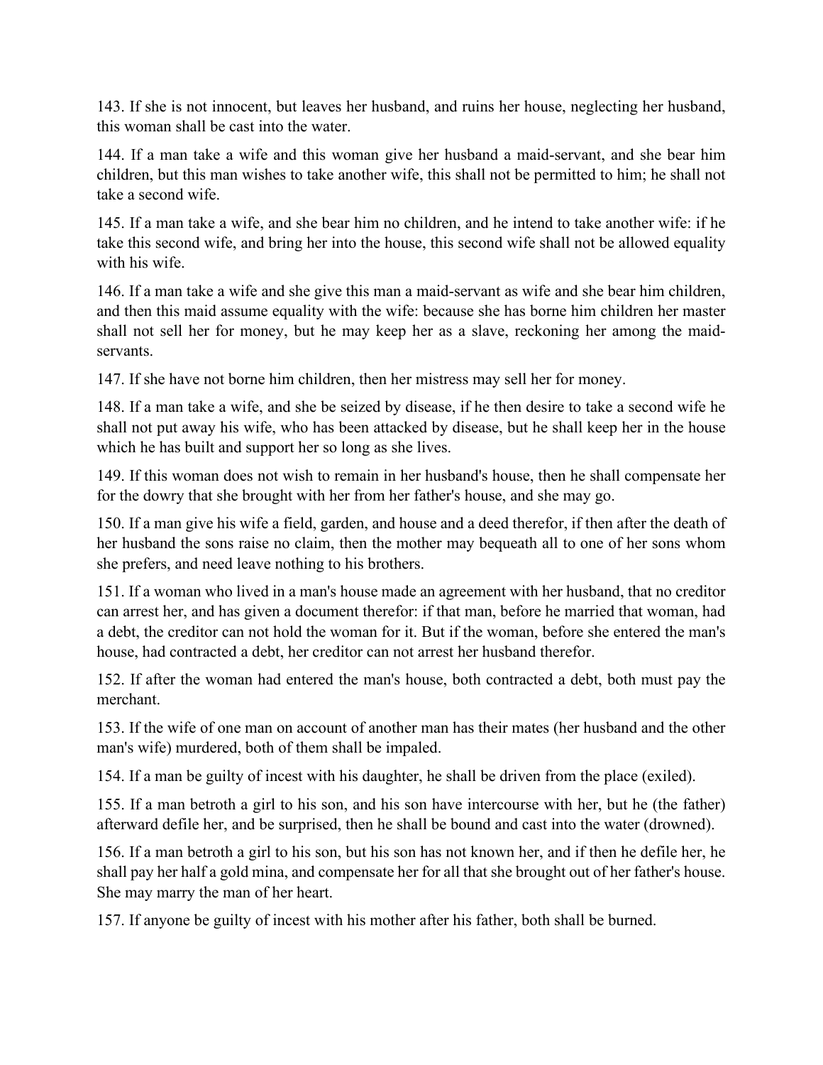143. If she is not innocent, but leaves her husband, and ruins her house, neglecting her husband, this woman shall be cast into the water.

144. If a man take a wife and this woman give her husband a maid-servant, and she bear him children, but this man wishes to take another wife, this shall not be permitted to him; he shall not take a second wife.

145. If a man take a wife, and she bear him no children, and he intend to take another wife: if he take this second wife, and bring her into the house, this second wife shall not be allowed equality with his wife.

146. If a man take a wife and she give this man a maid-servant as wife and she bear him children, and then this maid assume equality with the wife: because she has borne him children her master shall not sell her for money, but he may keep her as a slave, reckoning her among the maid-servants.

147. If she have not borne him children, then her mistress may sell her for money.

148. If a man take a wife, and she be seized by disease, if he then desire to take a second wife he shall not put away his wife, who has been attacked by disease, but he shall keep her in the house which he has built and support her so long as she lives.

149. If this woman does not wish to remain in her husband's house, then he shall compensate her for the dowry that she brought with her from her father's house, and she may go.

150. If a man give his wife a field, garden, and house and a deed therefor, if then after the death of her husband the sons raise no claim, then the mother may bequeath all to one of her sons whom she prefers, and need leave nothing to his brothers.

151. If a woman who lived in a man's house made an agreement with her husband, that no creditor can arrest her, and has given a document therefor: if that man, before he married that woman, had a debt, the creditor can not hold the woman for it. But if the woman, before she entered the man's house, had contracted a debt, her creditor can not arrest her husband therefor.

152. If after the woman had entered the man's house, both contracted a debt, both must pay the merchant.

153. If the wife of one man on account of another man has their mates (her husband and the other man's wife) murdered, both of them shall be impaled.

154. If a man be guilty of incest with his daughter, he shall be driven from the place (exiled).

155. If a man betroth a girl to his son, and his son have intercourse with her, but he (the father) afterward defile her, and be surprised, then he shall be bound and cast into the water (drowned).

156. If a man betroth a girl to his son, but his son has not known her, and if then he defile her, he shall pay her half a gold mina, and compensate her for all that she brought out of her father's house. She may marry the man of her heart.

157. If anyone be guilty of incest with his mother after his father, both shall be burned.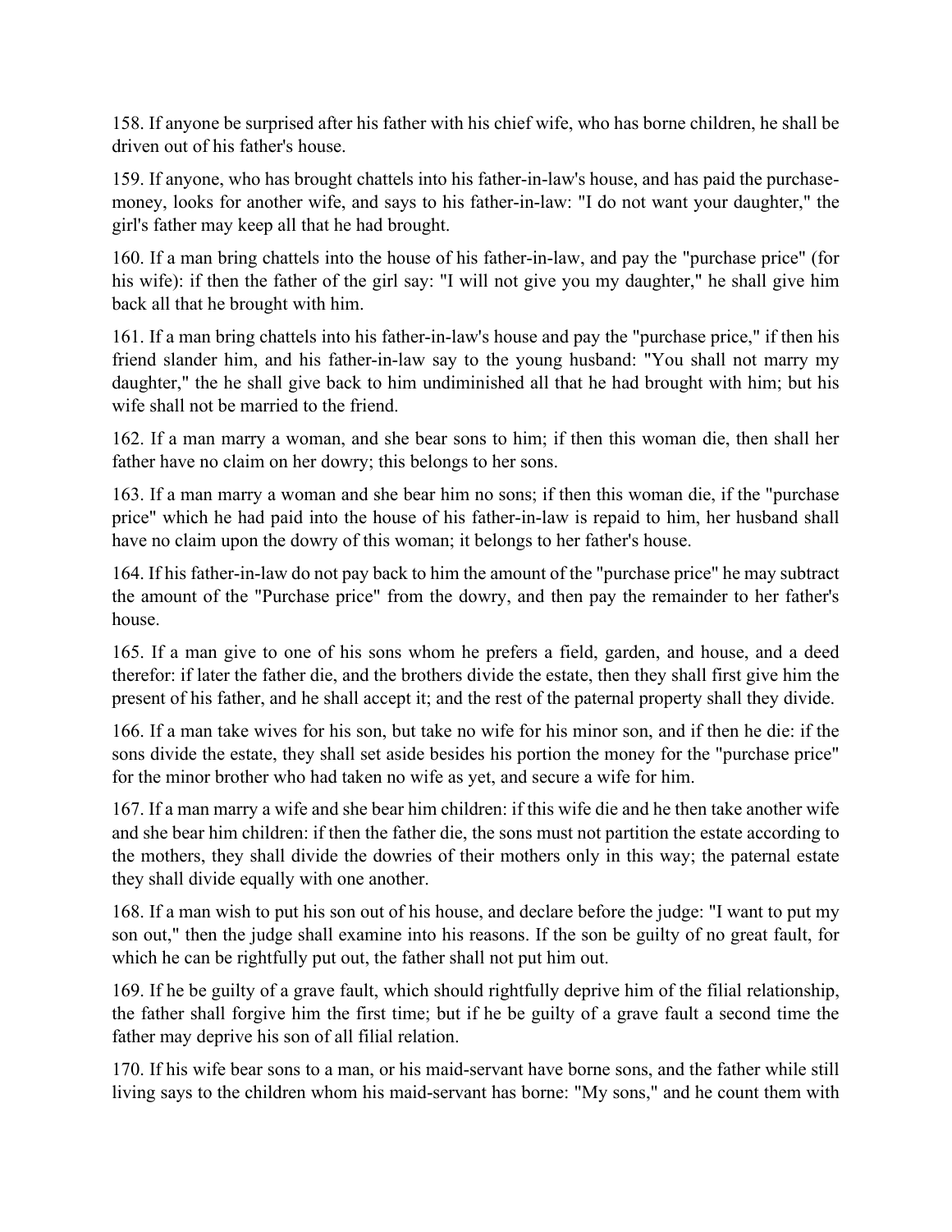158. If anyone be surprised after his father with his chief wife, who has borne children, he shall be driven out of his father's house.

159. If anyone, who has brought chattels into his father-in-law's house, and has paid the purchase-money, looks for another wife, and says to his father-in-law: "I do not want your daughter," the girl's father may keep all that he had brought.

160. If a man bring chattels into the house of his father-in-law, and pay the "purchase price" (for his wife): if then the father of the girl say: "I will not give you my daughter," he shall give him back all that he brought with him.

161. If a man bring chattels into his father-in-law's house and pay the "purchase price," if then his friend slander him, and his father-in-law say to the young husband: "You shall not marry my daughter," the he shall give back to him undiminished all that he had brought with him; but his wife shall not be married to the friend.

162. If a man marry a woman, and she bear sons to him; if then this woman die, then shall her father have no claim on her dowry; this belongs to her sons.

163. If a man marry a woman and she bear him no sons; if then this woman die, if the "purchase price" which he had paid into the house of his father-in-law is repaid to him, her husband shall have no claim upon the dowry of this woman; it belongs to her father's house.

164. If his father-in-law do not pay back to him the amount of the "purchase price" he may subtract the amount of the "Purchase price" from the dowry, and then pay the remainder to her father's house.

165. If a man give to one of his sons whom he prefers a field, garden, and house, and a deed therefor: if later the father die, and the brothers divide the estate, then they shall first give him the present of his father, and he shall accept it; and the rest of the paternal property shall they divide.

166. If a man take wives for his son, but take no wife for his minor son, and if then he die: if the sons divide the estate, they shall set aside besides his portion the money for the "purchase price" for the minor brother who had taken no wife as yet, and secure a wife for him.

167. If a man marry a wife and she bear him children: if this wife die and he then take another wife and she bear him children: if then the father die, the sons must not partition the estate according to the mothers, they shall divide the dowries of their mothers only in this way; the paternal estate they shall divide equally with one another.

168. If a man wish to put his son out of his house, and declare before the judge: "I want to put my son out," then the judge shall examine into his reasons. If the son be guilty of no great fault, for which he can be rightfully put out, the father shall not put him out.

169. If he be guilty of a grave fault, which should rightfully deprive him of the filial relationship, the father shall forgive him the first time; but if he be guilty of a grave fault a second time the father may deprive his son of all filial relation.

170. If his wife bear sons to a man, or his maid-servant have borne sons, and the father while still living says to the children whom his maid-servant has borne: "My sons," and he count them with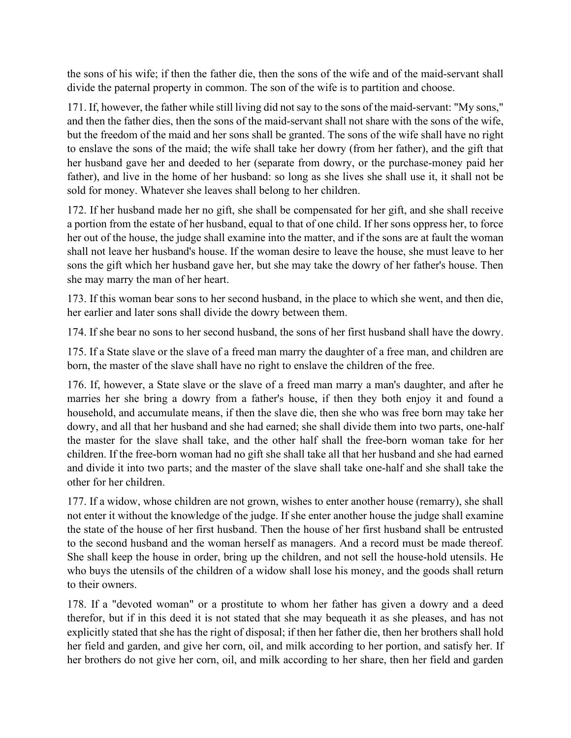the sons of his wife; if then the father die, then the sons of the wife and of the maid-servant shall divide the paternal property in common. The son of the wife is to partition and choose.

171. If, however, the father while still living did not say to the sons of the maid-servant: "My sons," and then the father dies, then the sons of the maid-servant shall not share with the sons of the wife, but the freedom of the maid and her sons shall be granted. The sons of the wife shall have no right to enslave the sons of the maid; the wife shall take her dowry (from her father), and the gift that her husband gave her and deeded to her (separate from dowry, or the purchase-money paid her father), and live in the home of her husband: so long as she lives she shall use it, it shall not be sold for money. Whatever she leaves shall belong to her children.

172. If her husband made her no gift, she shall be compensated for her gift, and she shall receive a portion from the estate of her husband, equal to that of one child. If her sons oppress her, to force her out of the house, the judge shall examine into the matter, and if the sons are at fault the woman shall not leave her husband's house. If the woman desire to leave the house, she must leave to her sons the gift which her husband gave her, but she may take the dowry of her father's house. Then she may marry the man of her heart.

173. If this woman bear sons to her second husband, in the place to which she went, and then die, her earlier and later sons shall divide the dowry between them.

174. If she bear no sons to her second husband, the sons of her first husband shall have the dowry.

175. If a State slave or the slave of a freed man marry the daughter of a free man, and children are born, the master of the slave shall have no right to enslave the children of the free.

176. If, however, a State slave or the slave of a freed man marry a man's daughter, and after he marries her she bring a dowry from a father's house, if then they both enjoy it and found a household, and accumulate means, if then the slave die, then she who was free born may take her dowry, and all that her husband and she had earned; she shall divide them into two parts, one-half the master for the slave shall take, and the other half shall the free-born woman take for her children. If the free-born woman had no gift she shall take all that her husband and she had earned and divide it into two parts; and the master of the slave shall take one-half and she shall take the other for her children.

177. If a widow, whose children are not grown, wishes to enter another house (remarry), she shall not enter it without the knowledge of the judge. If she enter another house the judge shall examine the state of the house of her first husband. Then the house of her first husband shall be entrusted to the second husband and the woman herself as managers. And a record must be made thereof. She shall keep the house in order, bring up the children, and not sell the house-hold utensils. He who buys the utensils of the children of a widow shall lose his money, and the goods shall return to their owners.

178. If a "devoted woman" or a prostitute to whom her father has given a dowry and a deed therefor, but if in this deed it is not stated that she may bequeath it as she pleases, and has not explicitly stated that she has the right of disposal; if then her father die, then her brothers shall hold her field and garden, and give her corn, oil, and milk according to her portion, and satisfy her. If her brothers do not give her corn, oil, and milk according to her share, then her field and garden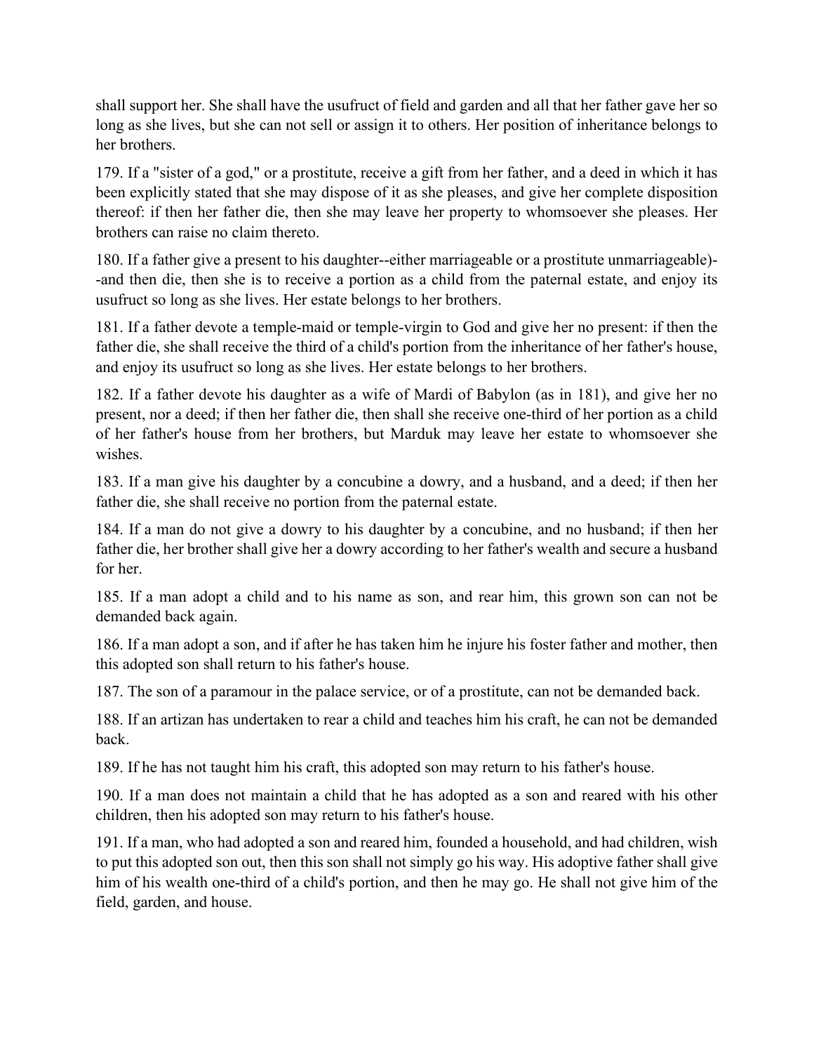shall support her. She shall have the usufruct of field and garden and all that her father gave her so long as she lives, but she can not sell or assign it to others. Her position of inheritance belongs to her brothers.

179. If a "sister of a god," or a prostitute, receive a gift from her father, and a deed in which it has been explicitly stated that she may dispose of it as she pleases, and give her complete disposition thereof: if then her father die, then she may leave her property to whomsoever she pleases. Her brothers can raise no claim thereto.

180. If a father give a present to his daughter--either marriageable or a prostitute unmarriageable)--and then die, then she is to receive a portion as a child from the paternal estate, and enjoy its usufruct so long as she lives. Her estate belongs to her brothers.

181. If a father devote a temple-maid or temple-virgin to God and give her no present: if then the father die, she shall receive the third of a child's portion from the inheritance of her father's house, and enjoy its usufruct so long as she lives. Her estate belongs to her brothers.

182. If a father devote his daughter as a wife of Mardi of Babylon (as in 181), and give her no present, nor a deed; if then her father die, then shall she receive one-third of her portion as a child of her father's house from her brothers, but Marduk may leave her estate to whomsoever she wishes.

183. If a man give his daughter by a concubine a dowry, and a husband, and a deed; if then her father die, she shall receive no portion from the paternal estate.

184. If a man do not give a dowry to his daughter by a concubine, and no husband; if then her father die, her brother shall give her a dowry according to her father's wealth and secure a husband for her.

185. If a man adopt a child and to his name as son, and rear him, this grown son can not be demanded back again.

186. If a man adopt a son, and if after he has taken him he injure his foster father and mother, then this adopted son shall return to his father's house.

187. The son of a paramour in the palace service, or of a prostitute, can not be demanded back.

188. If an artizan has undertaken to rear a child and teaches him his craft, he can not be demanded back.

189. If he has not taught him his craft, this adopted son may return to his father's house.

190. If a man does not maintain a child that he has adopted as a son and reared with his other children, then his adopted son may return to his father's house.

191. If a man, who had adopted a son and reared him, founded a household, and had children, wish to put this adopted son out, then this son shall not simply go his way. His adoptive father shall give him of his wealth one-third of a child's portion, and then he may go. He shall not give him of the field, garden, and house.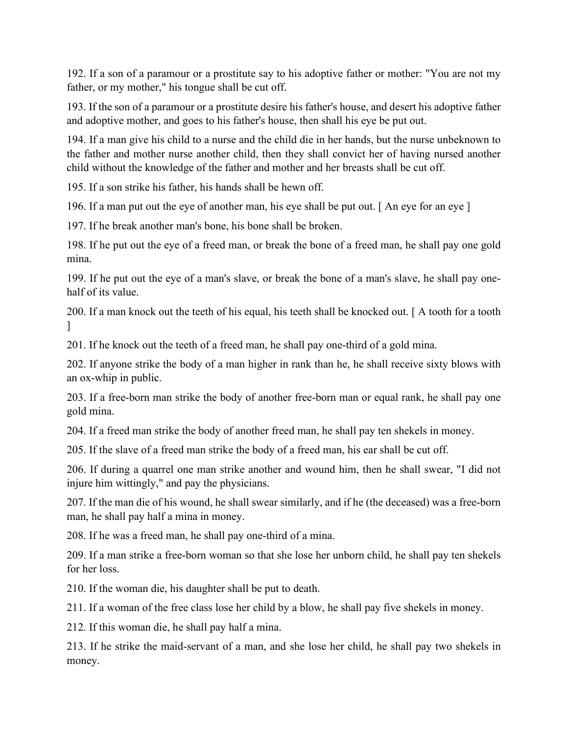192. If a son of a paramour or a prostitute say to his adoptive father or mother: "You are not my father, or my mother," his tongue shall be cut off.

193. If the son of a paramour or a prostitute desire his father's house, and desert his adoptive father and adoptive mother, and goes to his father's house, then shall his eye be put out.

194. If a man give his child to a nurse and the child die in her hands, but the nurse unbeknown to the father and mother nurse another child, then they shall convict her of having nursed another child without the knowledge of the father and mother and her breasts shall be cut off.

195. If a son strike his father, his hands shall be hewn off.

196. If a man put out the eye of another man, his eye shall be put out. [ An eye for an eye ]

197. If he break another man's bone, his bone shall be broken.

198. If he put out the eye of a freed man, or break the bone of a freed man, he shall pay one gold mina.

199. If he put out the eye of a man's slave, or break the bone of a man's slave, he shall pay one-half of its value.

200. If a man knock out the teeth of his equal, his teeth shall be knocked out. [ A tooth for a tooth ]

201. If he knock out the teeth of a freed man, he shall pay one-third of a gold mina.

202. If anyone strike the body of a man higher in rank than he, he shall receive sixty blows with an ox-whip in public.

203. If a free-born man strike the body of another free-born man or equal rank, he shall pay one gold mina.

204. If a freed man strike the body of another freed man, he shall pay ten shekels in money.

205. If the slave of a freed man strike the body of a freed man, his ear shall be cut off.

206. If during a quarrel one man strike another and wound him, then he shall swear, "I did not injure him wittingly," and pay the physicians.

207. If the man die of his wound, he shall swear similarly, and if he (the deceased) was a free-born man, he shall pay half a mina in money.

208. If he was a freed man, he shall pay one-third of a mina.

209. If a man strike a free-born woman so that she lose her unborn child, he shall pay ten shekels for her loss.

210. If the woman die, his daughter shall be put to death.

211. If a woman of the free class lose her child by a blow, he shall pay five shekels in money.

212. If this woman die, he shall pay half a mina.

213. If he strike the maid-servant of a man, and she lose her child, he shall pay two shekels in money.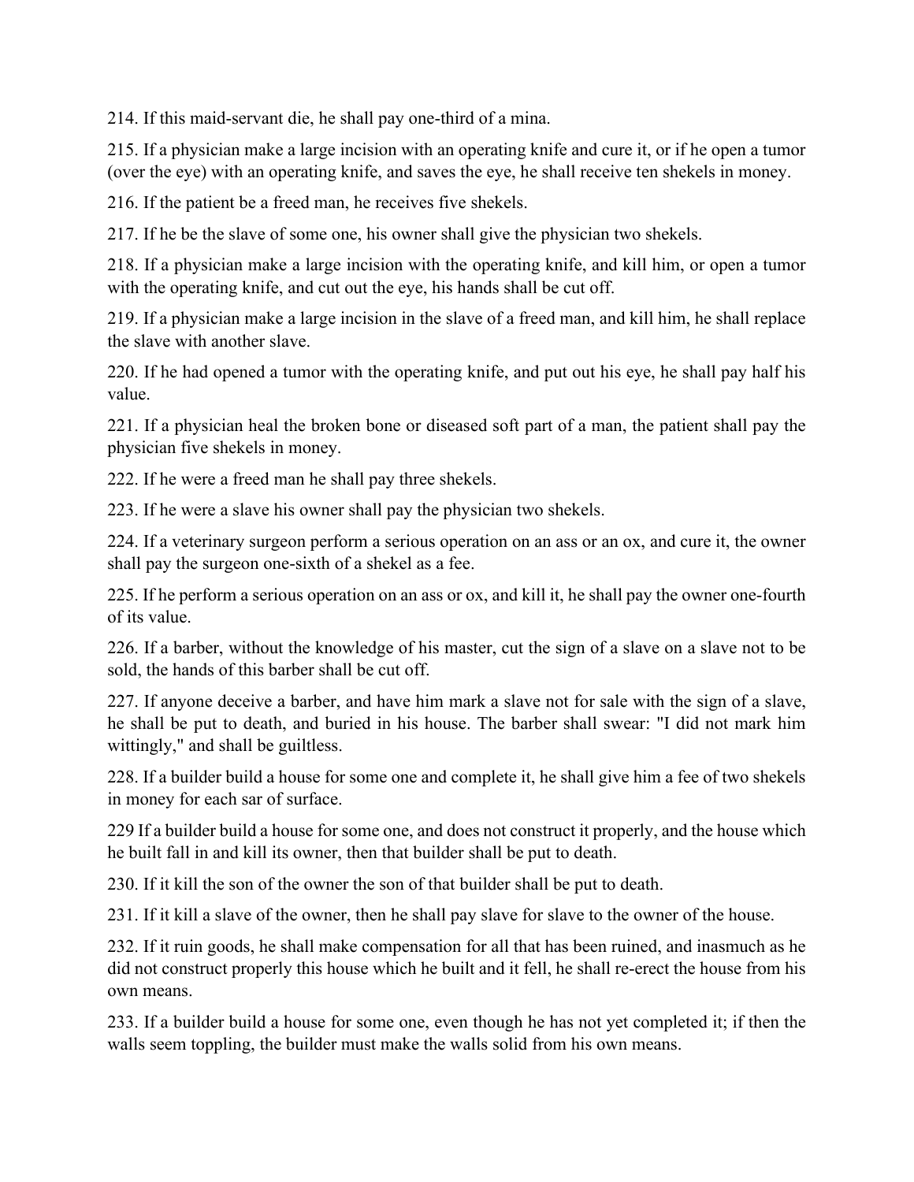214. If this maid-servant die, he shall pay one-third of a mina.

215. If a physician make a large incision with an operating knife and cure it, or if he open a tumor (over the eye) with an operating knife, and saves the eye, he shall receive ten shekels in money.

216. If the patient be a freed man, he receives five shekels.

217. If he be the slave of some one, his owner shall give the physician two shekels.

218. If a physician make a large incision with the operating knife, and kill him, or open a tumor with the operating knife, and cut out the eye, his hands shall be cut off.

219. If a physician make a large incision in the slave of a freed man, and kill him, he shall replace the slave with another slave.

220. If he had opened a tumor with the operating knife, and put out his eye, he shall pay half his value.

221. If a physician heal the broken bone or diseased soft part of a man, the patient shall pay the physician five shekels in money.

222. If he were a freed man he shall pay three shekels.

223. If he were a slave his owner shall pay the physician two shekels.

224. If a veterinary surgeon perform a serious operation on an ass or an ox, and cure it, the owner shall pay the surgeon one-sixth of a shekel as a fee.

225. If he perform a serious operation on an ass or ox, and kill it, he shall pay the owner one-fourth of its value.

226. If a barber, without the knowledge of his master, cut the sign of a slave on a slave not to be sold, the hands of this barber shall be cut off.

227. If anyone deceive a barber, and have him mark a slave not for sale with the sign of a slave, he shall be put to death, and buried in his house. The barber shall swear: "I did not mark him wittingly," and shall be guiltless.

228. If a builder build a house for some one and complete it, he shall give him a fee of two shekels in money for each sar of surface.

229 If a builder build a house for some one, and does not construct it properly, and the house which he built fall in and kill its owner, then that builder shall be put to death.

230. If it kill the son of the owner the son of that builder shall be put to death.

231. If it kill a slave of the owner, then he shall pay slave for slave to the owner of the house.

232. If it ruin goods, he shall make compensation for all that has been ruined, and inasmuch as he did not construct properly this house which he built and it fell, he shall re-erect the house from his own means.

233. If a builder build a house for some one, even though he has not yet completed it; if then the walls seem toppling, the builder must make the walls solid from his own means.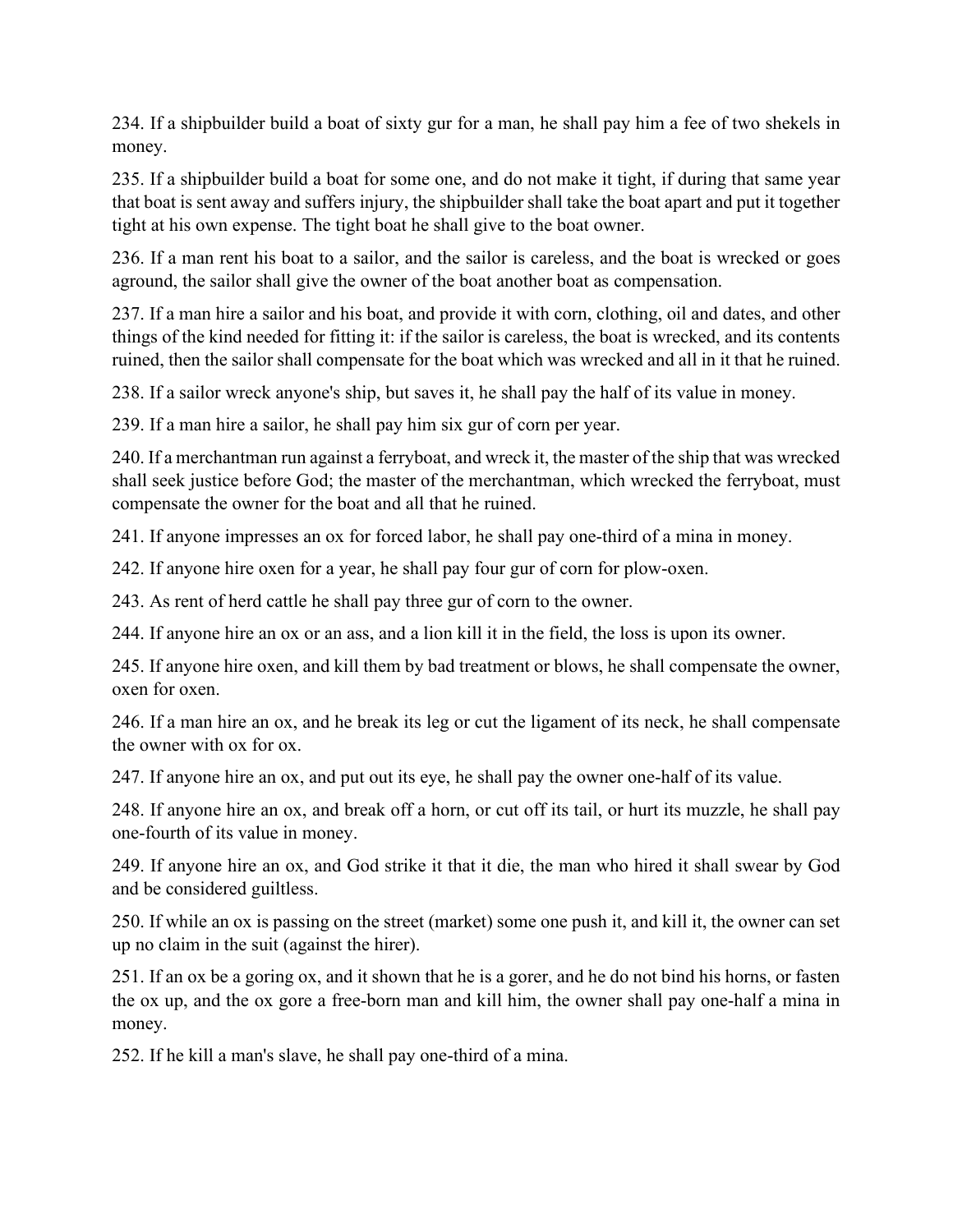234. If a shipbuilder build a boat of sixty gur for a man, he shall pay him a fee of two shekels in money.

235. If a shipbuilder build a boat for some one, and do not make it tight, if during that same year that boat is sent away and suffers injury, the shipbuilder shall take the boat apart and put it together tight at his own expense. The tight boat he shall give to the boat owner.

236. If a man rent his boat to a sailor, and the sailor is careless, and the boat is wrecked or goes aground, the sailor shall give the owner of the boat another boat as compensation.

237. If a man hire a sailor and his boat, and provide it with corn, clothing, oil and dates, and other things of the kind needed for fitting it: if the sailor is careless, the boat is wrecked, and its contents ruined, then the sailor shall compensate for the boat which was wrecked and all in it that he ruined.

238. If a sailor wreck anyone's ship, but saves it, he shall pay the half of its value in money.

239. If a man hire a sailor, he shall pay him six gur of corn per year.

240. If a merchantman run against a ferryboat, and wreck it, the master of the ship that was wrecked shall seek justice before God; the master of the merchantman, which wrecked the ferryboat, must compensate the owner for the boat and all that he ruined.

241. If anyone impresses an ox for forced labor, he shall pay one-third of a mina in money.

242. If anyone hire oxen for a year, he shall pay four gur of corn for plow-oxen.

243. As rent of herd cattle he shall pay three gur of corn to the owner.

244. If anyone hire an ox or an ass, and a lion kill it in the field, the loss is upon its owner.

245. If anyone hire oxen, and kill them by bad treatment or blows, he shall compensate the owner, oxen for oxen.

246. If a man hire an ox, and he break its leg or cut the ligament of its neck, he shall compensate the owner with ox for ox.

247. If anyone hire an ox, and put out its eye, he shall pay the owner one-half of its value.

248. If anyone hire an ox, and break off a horn, or cut off its tail, or hurt its muzzle, he shall pay one-fourth of its value in money.

249. If anyone hire an ox, and God strike it that it die, the man who hired it shall swear by God and be considered guiltless.

250. If while an ox is passing on the street (market) some one push it, and kill it, the owner can set up no claim in the suit (against the hirer).

251. If an ox be a goring ox, and it shown that he is a gorer, and he do not bind his horns, or fasten the ox up, and the ox gore a free-born man and kill him, the owner shall pay one-half a mina in money.

252. If he kill a man's slave, he shall pay one-third of a mina.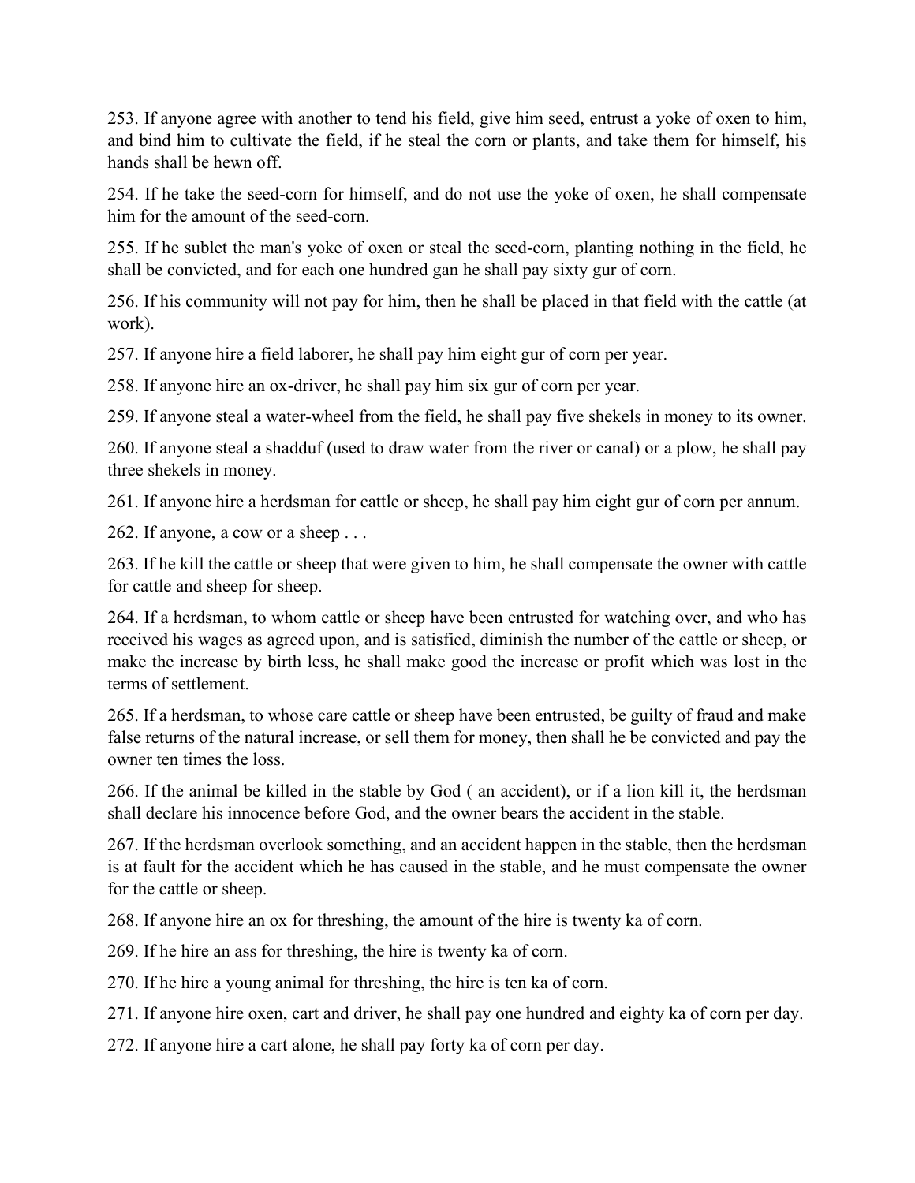253. If anyone agree with another to tend his field, give him seed, entrust a yoke of oxen to him, and bind him to cultivate the field, if he steal the corn or plants, and take them for himself, his hands shall be hewn off.

254. If he take the seed-corn for himself, and do not use the yoke of oxen, he shall compensate him for the amount of the seed-corn.

255. If he sublet the man's yoke of oxen or steal the seed-corn, planting nothing in the field, he shall be convicted, and for each one hundred gan he shall pay sixty gur of corn.

256. If his community will not pay for him, then he shall be placed in that field with the cattle (at work).

257. If anyone hire a field laborer, he shall pay him eight gur of corn per year.

258. If anyone hire an ox-driver, he shall pay him six gur of corn per year.

259. If anyone steal a water-wheel from the field, he shall pay five shekels in money to its owner.

260. If anyone steal a shadduf (used to draw water from the river or canal) or a plow, he shall pay three shekels in money.

261. If anyone hire a herdsman for cattle or sheep, he shall pay him eight gur of corn per annum.

262. If anyone, a cow or a sheep . . .

263. If he kill the cattle or sheep that were given to him, he shall compensate the owner with cattle for cattle and sheep for sheep.

264. If a herdsman, to whom cattle or sheep have been entrusted for watching over, and who has received his wages as agreed upon, and is satisfied, diminish the number of the cattle or sheep, or make the increase by birth less, he shall make good the increase or profit which was lost in the terms of settlement.

265. If a herdsman, to whose care cattle or sheep have been entrusted, be guilty of fraud and make false returns of the natural increase, or sell them for money, then shall he be convicted and pay the owner ten times the loss.

266. If the animal be killed in the stable by God ( an accident), or if a lion kill it, the herdsman shall declare his innocence before God, and the owner bears the accident in the stable.

267. If the herdsman overlook something, and an accident happen in the stable, then the herdsman is at fault for the accident which he has caused in the stable, and he must compensate the owner for the cattle or sheep.

268. If anyone hire an ox for threshing, the amount of the hire is twenty ka of corn.

269. If he hire an ass for threshing, the hire is twenty ka of corn.

270. If he hire a young animal for threshing, the hire is ten ka of corn.

271. If anyone hire oxen, cart and driver, he shall pay one hundred and eighty ka of corn per day.

272. If anyone hire a cart alone, he shall pay forty ka of corn per day.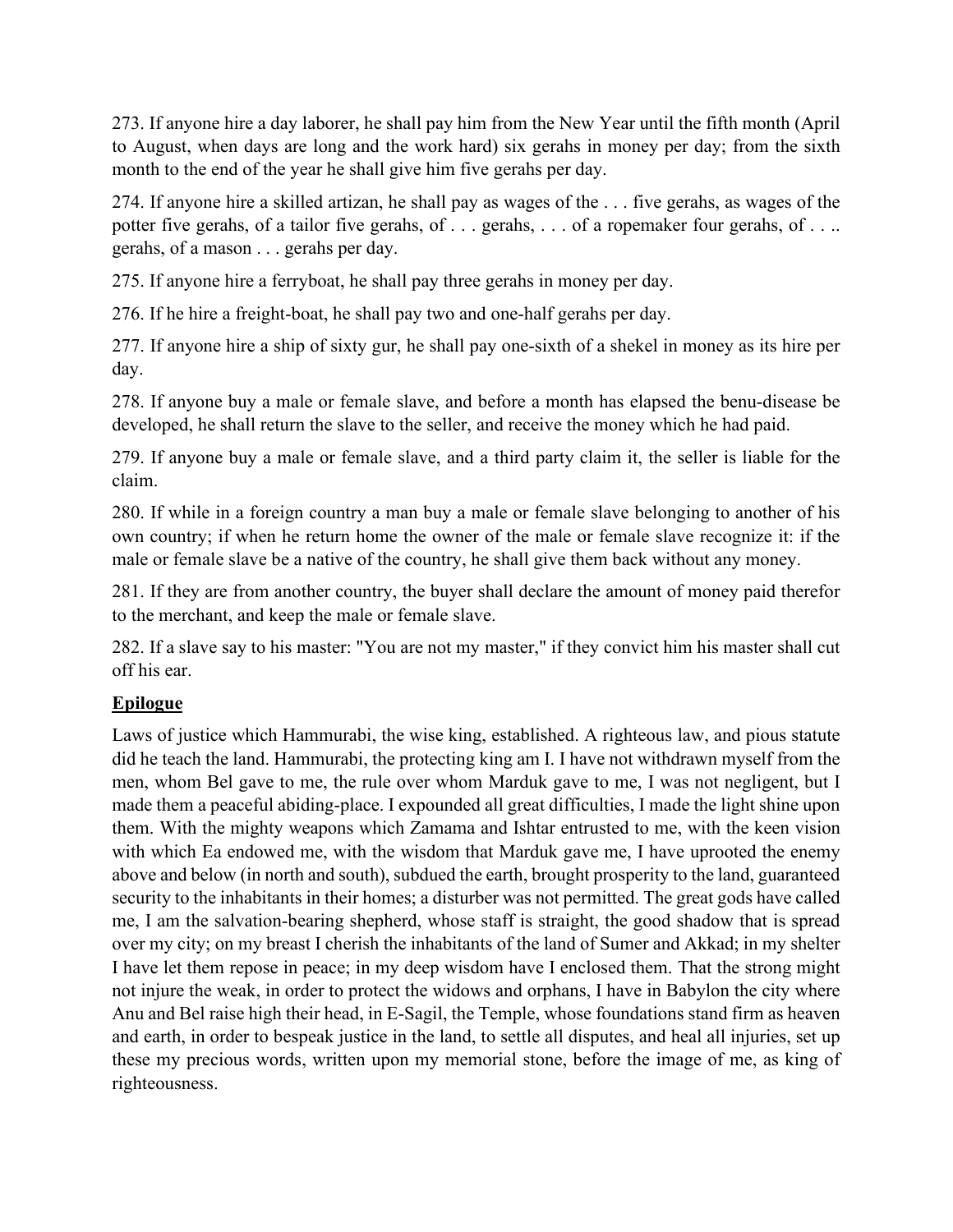273. If anyone hire a day laborer, he shall pay him from the New Year until the fifth month (April to August, when days are long and the work hard) six gerahs in money per day; from the sixth month to the end of the year he shall give him five gerahs per day.

274. If anyone hire a skilled artizan, he shall pay as wages of the . . . five gerahs, as wages of the potter five gerahs, of a tailor five gerahs, of . . . gerahs, . . . of a ropemaker four gerahs, of . . .. gerahs, of a mason . . . gerahs per day.

275. If anyone hire a ferryboat, he shall pay three gerahs in money per day.

276. If he hire a freight-boat, he shall pay two and one-half gerahs per day.

277. If anyone hire a ship of sixty gur, he shall pay one-sixth of a shekel in money as its hire per day.

278. If anyone buy a male or female slave, and before a month has elapsed the benu-disease be developed, he shall return the slave to the seller, and receive the money which he had paid.

279. If anyone buy a male or female slave, and a third party claim it, the seller is liable for the claim.

280. If while in a foreign country a man buy a male or female slave belonging to another of his own country; if when he return home the owner of the male or female slave recognize it: if the male or female slave be a native of the country, he shall give them back without any money.

281. If they are from another country, the buyer shall declare the amount of money paid therefor to the merchant, and keep the male or female slave.

282. If a slave say to his master: "You are not my master," if they convict him his master shall cut off his ear.

## Epilogue

Laws of justice which Hammurabi, the wise king, established. A righteous law, and pious statute did he teach the land. Hammurabi, the protecting king am I. I have not withdrawn myself from the men, whom Bel gave to me, the rule over whom Marduk gave to me, I was not negligent, but I made them a peaceful abiding-place. I expounded all great difficulties, I made the light shine upon them. With the mighty weapons which Zamama and Ishtar entrusted to me, with the keen vision with which Ea endowed me, with the wisdom that Marduk gave me, I have uprooted the enemy above and below (in north and south), subdued the earth, brought prosperity to the land, guaranteed security to the inhabitants in their homes; a disturber was not permitted. The great gods have called me, I am the salvation-bearing shepherd, whose staff is straight, the good shadow that is spread over my city; on my breast I cherish the inhabitants of the land of Sumer and Akkad; in my shelter I have let them repose in peace; in my deep wisdom have I enclosed them. That the strong might not injure the weak, in order to protect the widows and orphans, I have in Babylon the city where Anu and Bel raise high their head, in E-Sagil, the Temple, whose foundations stand firm as heaven and earth, in order to bespeak justice in the land, to settle all disputes, and heal all injuries, set up these my precious words, written upon my memorial stone, before the image of me, as king of righteousness.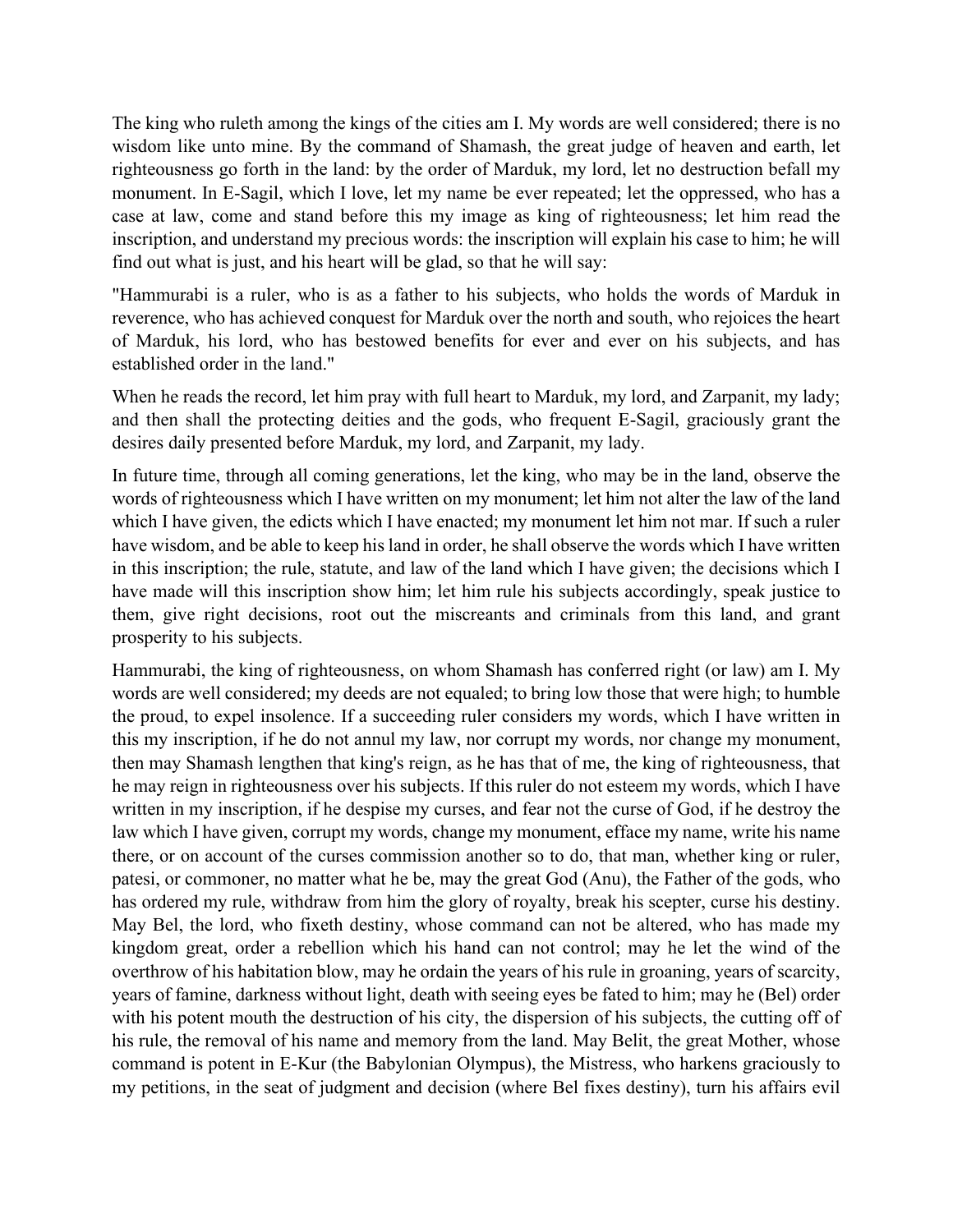The king who ruleth among the kings of the cities am I. My words are well considered; there is no wisdom like unto mine. By the command of Shamash, the great judge of heaven and earth, let righteousness go forth in the land: by the order of Marduk, my lord, let no destruction befall my monument. In E-Sagil, which I love, let my name be ever repeated; let the oppressed, who has a case at law, come and stand before this my image as king of righteousness; let him read the inscription, and understand my precious words: the inscription will explain his case to him; he will find out what is just, and his heart will be glad, so that he will say:

"Hammurabi is a ruler, who is as a father to his subjects, who holds the words of Marduk in reverence, who has achieved conquest for Marduk over the north and south, who rejoices the heart of Marduk, his lord, who has bestowed benefits for ever and ever on his subjects, and has established order in the land."

When he reads the record, let him pray with full heart to Marduk, my lord, and Zarpanit, my lady; and then shall the protecting deities and the gods, who frequent E-Sagil, graciously grant the desires daily presented before Marduk, my lord, and Zarpanit, my lady.

In future time, through all coming generations, let the king, who may be in the land, observe the words of righteousness which I have written on my monument; let him not alter the law of the land which I have given, the edicts which I have enacted; my monument let him not mar. If such a ruler have wisdom, and be able to keep his land in order, he shall observe the words which I have written in this inscription; the rule, statute, and law of the land which I have given; the decisions which I have made will this inscription show him; let him rule his subjects accordingly, speak justice to them, give right decisions, root out the miscreants and criminals from this land, and grant prosperity to his subjects.

Hammurabi, the king of righteousness, on whom Shamash has conferred right (or law) am I. My words are well considered; my deeds are not equaled; to bring low those that were high; to humble the proud, to expel insolence. If a succeeding ruler considers my words, which I have written in this my inscription, if he do not annul my law, nor corrupt my words, nor change my monument, then may Shamash lengthen that king's reign, as he has that of me, the king of righteousness, that he may reign in righteousness over his subjects. If this ruler do not esteem my words, which I have written in my inscription, if he despise my curses, and fear not the curse of God, if he destroy the law which I have given, corrupt my words, change my monument, efface my name, write his name there, or on account of the curses commission another so to do, that man, whether king or ruler, patesi, or commoner, no matter what he be, may the great God (Anu), the Father of the gods, who has ordered my rule, withdraw from him the glory of royalty, break his scepter, curse his destiny. May Bel, the lord, who fixeth destiny, whose command can not be altered, who has made my kingdom great, order a rebellion which his hand can not control; may he let the wind of the overthrow of his habitation blow, may he ordain the years of his rule in groaning, years of scarcity, years of famine, darkness without light, death with seeing eyes be fated to him; may he (Bel) order with his potent mouth the destruction of his city, the dispersion of his subjects, the cutting off of his rule, the removal of his name and memory from the land. May Belit, the great Mother, whose command is potent in E-Kur (the Babylonian Olympus), the Mistress, who harkens graciously to my petitions, in the seat of judgment and decision (where Bel fixes destiny), turn his affairs evil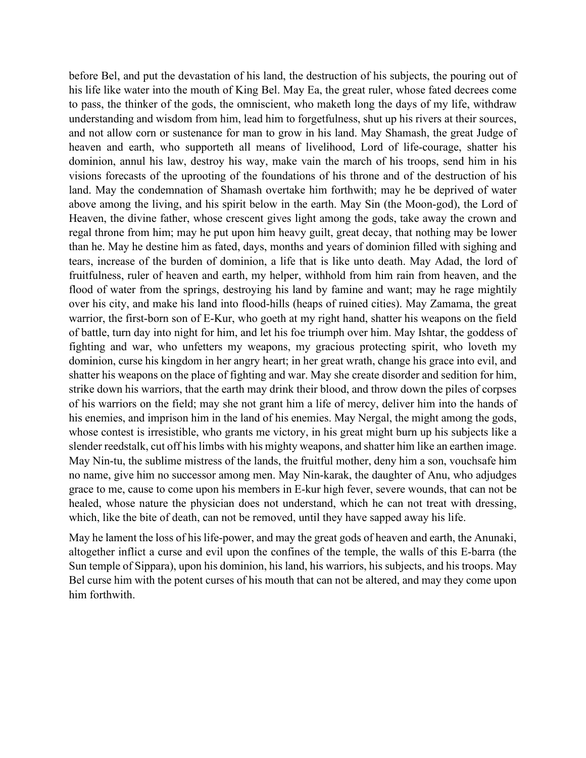before Bel, and put the devastation of his land, the destruction of his subjects, the pouring out of his life like water into the mouth of King Bel. May Ea, the great ruler, whose fated decrees come to pass, the thinker of the gods, the omniscient, who maketh long the days of my life, withdraw understanding and wisdom from him, lead him to forgetfulness, shut up his rivers at their sources, and not allow corn or sustenance for man to grow in his land. May Shamash, the great Judge of heaven and earth, who supporteth all means of livelihood, Lord of life-courage, shatter his dominion, annul his law, destroy his way, make vain the march of his troops, send him in his visions forecasts of the uprooting of the foundations of his throne and of the destruction of his land. May the condemnation of Shamash overtake him forthwith; may he be deprived of water above among the living, and his spirit below in the earth. May Sin (the Moon-god), the Lord of Heaven, the divine father, whose crescent gives light among the gods, take away the crown and regal throne from him; may he put upon him heavy guilt, great decay, that nothing may be lower than he. May he destine him as fated, days, months and years of dominion filled with sighing and tears, increase of the burden of dominion, a life that is like unto death. May Adad, the lord of fruitfulness, ruler of heaven and earth, my helper, withhold from him rain from heaven, and the flood of water from the springs, destroying his land by famine and want; may he rage mightily over his city, and make his land into flood-hills (heaps of ruined cities). May Zamama, the great warrior, the first-born son of E-Kur, who goeth at my right hand, shatter his weapons on the field of battle, turn day into night for him, and let his foe triumph over him. May Ishtar, the goddess of fighting and war, who unfetters my weapons, my gracious protecting spirit, who loveth my dominion, curse his kingdom in her angry heart; in her great wrath, change his grace into evil, and shatter his weapons on the place of fighting and war. May she create disorder and sedition for him, strike down his warriors, that the earth may drink their blood, and throw down the piles of corpses of his warriors on the field; may she not grant him a life of mercy, deliver him into the hands of his enemies, and imprison him in the land of his enemies. May Nergal, the might among the gods, whose contest is irresistible, who grants me victory, in his great might burn up his subjects like a slender reedstalk, cut off his limbs with his mighty weapons, and shatter him like an earthen image. May Nin-tu, the sublime mistress of the lands, the fruitful mother, deny him a son, vouchsafe him no name, give him no successor among men. May Nin-karak, the daughter of Anu, who adjudges grace to me, cause to come upon his members in E-kur high fever, severe wounds, that can not be healed, whose nature the physician does not understand, which he can not treat with dressing, which, like the bite of death, can not be removed, until they have sapped away his life.

May he lament the loss of his life-power, and may the great gods of heaven and earth, the Anunaki, altogether inflict a curse and evil upon the confines of the temple, the walls of this E-barra (the Sun temple of Sippara), upon his dominion, his land, his warriors, his subjects, and his troops. May Bel curse him with the potent curses of his mouth that can not be altered, and may they come upon him forthwith.